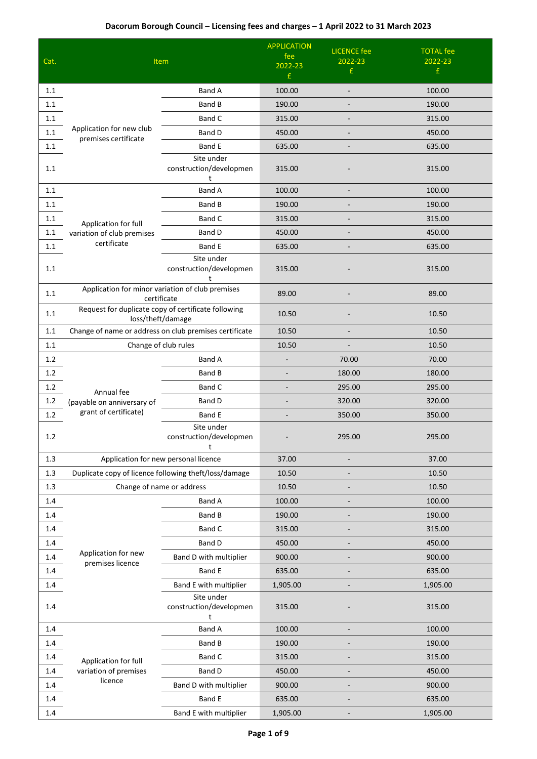# Dacorum Borough Council – Licensing fees and charges – 1 April 2022 to 31 March 2023

| Cat. | Item | | APPLICATION fee 2022-23 £ | LICENCE fee 2022-23 £ | TOTAL fee 2022-23 £ |
|---|---|---|---|---|---|
| 1.1 | Application for new club premises certificate | Band A | 100.00 | - | 100.00 |
| 1.1 | | Band B | 190.00 | - | 190.00 |
| 1.1 | | Band C | 315.00 | - | 315.00 |
| 1.1 | | Band D | 450.00 | - | 450.00 |
| 1.1 | | Band E | 635.00 | - | 635.00 |
| 1.1 | | Site under construction/development | 315.00 | - | 315.00 |
| 1.1 | Application for full variation of club premises certificate | Band A | 100.00 | - | 100.00 |
| 1.1 | | Band B | 190.00 | - | 190.00 |
| 1.1 | | Band C | 315.00 | - | 315.00 |
| 1.1 | | Band D | 450.00 | - | 450.00 |
| 1.1 | | Band E | 635.00 | - | 635.00 |
| 1.1 | | Site under construction/development | 315.00 | - | 315.00 |
| 1.1 | Application for minor variation of club premises certificate | | 89.00 | - | 89.00 |
| 1.1 | Request for duplicate copy of certificate following loss/theft/damage | | 10.50 | - | 10.50 |
| 1.1 | Change of name or address on club premises certificate | | 10.50 | - | 10.50 |
| 1.1 | Change of club rules | | 10.50 | - | 10.50 |
| 1.2 | Annual fee (payable on anniversary of grant of certificate) | Band A | - | 70.00 | 70.00 |
| 1.2 | | Band B | - | 180.00 | 180.00 |
| 1.2 | | Band C | - | 295.00 | 295.00 |
| 1.2 | | Band D | - | 320.00 | 320.00 |
| 1.2 | | Band E | - | 350.00 | 350.00 |
| 1.2 | | Site under construction/development | - | 295.00 | 295.00 |
| 1.3 | Application for new personal licence | | 37.00 | - | 37.00 |
| 1.3 | Duplicate copy of licence following theft/loss/damage | | 10.50 | - | 10.50 |
| 1.3 | Change of name or address | | 10.50 | - | 10.50 |
| 1.4 | Application for new premises licence | Band A | 100.00 | - | 100.00 |
| 1.4 | | Band B | 190.00 | - | 190.00 |
| 1.4 | | Band C | 315.00 | - | 315.00 |
| 1.4 | | Band D | 450.00 | - | 450.00 |
| 1.4 | | Band D with multiplier | 900.00 | - | 900.00 |
| 1.4 | | Band E | 635.00 | - | 635.00 |
| 1.4 | | Band E with multiplier | 1,905.00 | - | 1,905.00 |
| 1.4 | | Site under construction/development | 315.00 | - | 315.00 |
| 1.4 | Application for full variation of premises licence | Band A | 100.00 | - | 100.00 |
| 1.4 | | Band B | 190.00 | - | 190.00 |
| 1.4 | | Band C | 315.00 | - | 315.00 |
| 1.4 | | Band D | 450.00 | - | 450.00 |
| 1.4 | | Band D with multiplier | 900.00 | - | 900.00 |
| 1.4 | | Band E | 635.00 | - | 635.00 |
| 1.4 | | Band E with multiplier | 1,905.00 | - | 1,905.00 |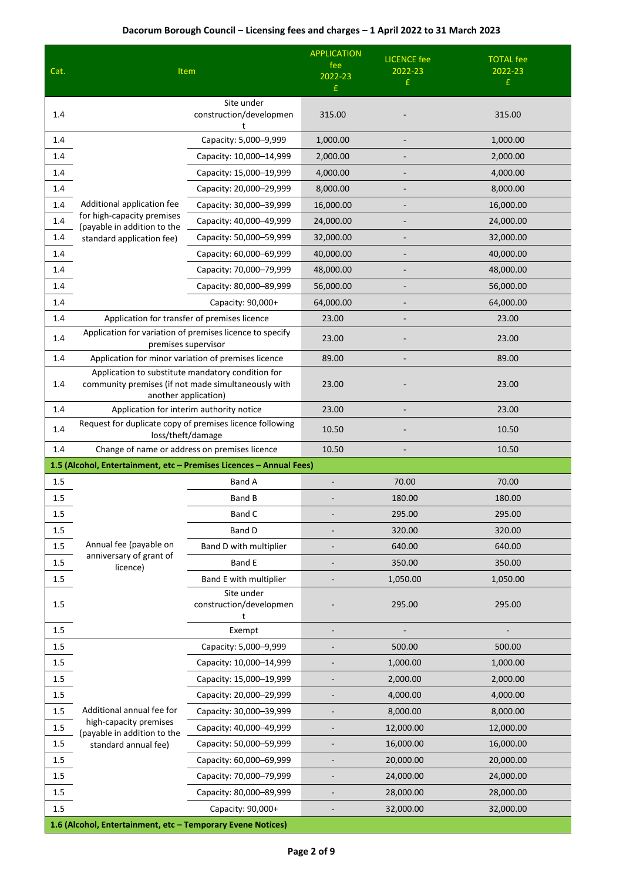## Dacorum Borough Council – Licensing fees and charges – 1 April 2022 to 31 March 2023

| Cat. | Item | | APPLICATION fee 2022-23 £ | LICENCE fee 2022-23 £ | TOTAL fee 2022-23 £ |
|---|---|---|---|---|---|
| 1.4 | | Site under construction/development | 315.00 | - | 315.00 |
| 1.4 | Additional application fee for high-capacity premises (payable in addition to the standard application fee) | Capacity: 5,000–9,999 | 1,000.00 | - | 1,000.00 |
| 1.4 | | Capacity: 10,000–14,999 | 2,000.00 | - | 2,000.00 |
| 1.4 | | Capacity: 15,000–19,999 | 4,000.00 | - | 4,000.00 |
| 1.4 | | Capacity: 20,000–29,999 | 8,000.00 | - | 8,000.00 |
| 1.4 | | Capacity: 30,000–39,999 | 16,000.00 | - | 16,000.00 |
| 1.4 | | Capacity: 40,000–49,999 | 24,000.00 | - | 24,000.00 |
| 1.4 | | Capacity: 50,000–59,999 | 32,000.00 | - | 32,000.00 |
| 1.4 | | Capacity: 60,000–69,999 | 40,000.00 | - | 40,000.00 |
| 1.4 | | Capacity: 70,000–79,999 | 48,000.00 | - | 48,000.00 |
| 1.4 | | Capacity: 80,000–89,999 | 56,000.00 | - | 56,000.00 |
| 1.4 | | Capacity: 90,000+ | 64,000.00 | - | 64,000.00 |
| 1.4 | Application for transfer of premises licence | | 23.00 | - | 23.00 |
| 1.4 | Application for variation of premises licence to specify premises supervisor | | 23.00 | - | 23.00 |
| 1.4 | Application for minor variation of premises licence | | 89.00 | - | 89.00 |
| 1.4 | Application to substitute mandatory condition for community premises (if not made simultaneously with another application) | | 23.00 | - | 23.00 |
| 1.4 | Application for interim authority notice | | 23.00 | - | 23.00 |
| 1.4 | Request for duplicate copy of premises licence following loss/theft/damage | | 10.50 | - | 10.50 |
| 1.4 | Change of name or address on premises licence | | 10.50 | - | 10.50 |
| **1.5 (Alcohol, Entertainment, etc – Premises Licences – Annual Fees)** | | | | | |
| 1.5 | Annual fee (payable on anniversary of grant of licence) | Band A | - | 70.00 | 70.00 |
| 1.5 | | Band B | - | 180.00 | 180.00 |
| 1.5 | | Band C | - | 295.00 | 295.00 |
| 1.5 | | Band D | - | 320.00 | 320.00 |
| 1.5 | | Band D with multiplier | - | 640.00 | 640.00 |
| 1.5 | | Band E | - | 350.00 | 350.00 |
| 1.5 | | Band E with multiplier | - | 1,050.00 | 1,050.00 |
| 1.5 | | Site under construction/development | - | 295.00 | 295.00 |
| 1.5 | | Exempt | - | - | - |
| 1.5 | Additional annual fee for high-capacity premises (payable in addition to the standard annual fee) | Capacity: 5,000–9,999 | - | 500.00 | 500.00 |
| 1.5 | | Capacity: 10,000–14,999 | - | 1,000.00 | 1,000.00 |
| 1.5 | | Capacity: 15,000–19,999 | - | 2,000.00 | 2,000.00 |
| 1.5 | | Capacity: 20,000–29,999 | - | 4,000.00 | 4,000.00 |
| 1.5 | | Capacity: 30,000–39,999 | - | 8,000.00 | 8,000.00 |
| 1.5 | | Capacity: 40,000–49,999 | - | 12,000.00 | 12,000.00 |
| 1.5 | | Capacity: 50,000–59,999 | - | 16,000.00 | 16,000.00 |
| 1.5 | | Capacity: 60,000–69,999 | - | 20,000.00 | 20,000.00 |
| 1.5 | | Capacity: 70,000–79,999 | - | 24,000.00 | 24,000.00 |
| 1.5 | | Capacity: 80,000–89,999 | - | 28,000.00 | 28,000.00 |
| 1.5 | | Capacity: 90,000+ | - | 32,000.00 | 32,000.00 |
| **1.6 (Alcohol, Entertainment, etc – Temporary Evene Notices)** | | | | | |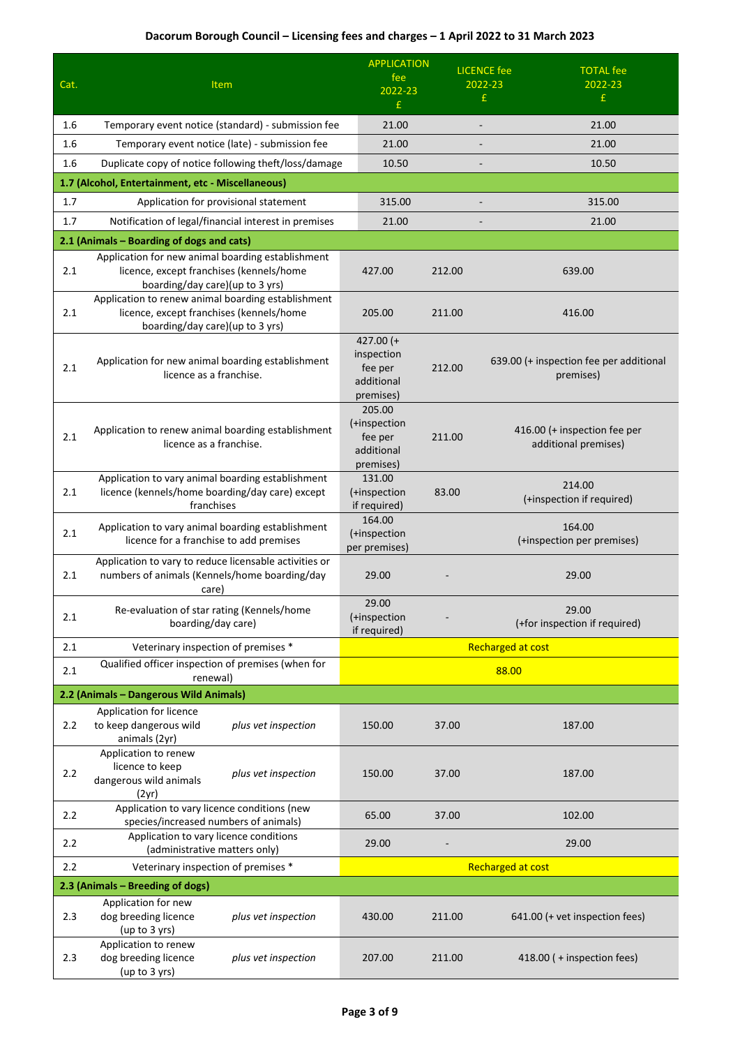**Dacorum Borough Council – Licensing fees and charges – 1 April 2022 to 31 March 2023**

| Cat. | Item | APPLICATION fee 2022-23 £ | LICENCE fee 2022-23 £ | TOTAL fee 2022-23 £ |
|---|---|---|---|---|
| 1.6 | Temporary event notice (standard) - submission fee | 21.00 | - | 21.00 |
| 1.6 | Temporary event notice (late) - submission fee | 21.00 | - | 21.00 |
| 1.6 | Duplicate copy of notice following theft/loss/damage | 10.50 | - | 10.50 |
| **1.7 (Alcohol, Entertainment, etc - Miscellaneous)** | | | | |
| 1.7 | Application for provisional statement | 315.00 | - | 315.00 |
| 1.7 | Notification of legal/financial interest in premises | 21.00 | - | 21.00 |
| **2.1 (Animals – Boarding of dogs and cats)** | | | | |
| 2.1 | Application for new animal boarding establishment licence, except franchises (kennels/home boarding/day care)(up to 3 yrs) | 427.00 | 212.00 | 639.00 |
| 2.1 | Application to renew animal boarding establishment licence, except franchises (kennels/home boarding/day care)(up to 3 yrs) | 205.00 | 211.00 | 416.00 |
| 2.1 | Application for new animal boarding establishment licence as a franchise. | 427.00 (+ inspection fee per additional premises) | 212.00 | 639.00 (+ inspection fee per additional premises) |
| 2.1 | Application to renew animal boarding establishment licence as a franchise. | 205.00 (+inspection fee per additional premises) | 211.00 | 416.00 (+ inspection fee per additional premises) |
| 2.1 | Application to vary animal boarding establishment licence (kennels/home boarding/day care) except franchises | 131.00 (+inspection if required) | 83.00 | 214.00 (+inspection if required) |
| 2.1 | Application to vary animal boarding establishment licence for a franchise to add premises | 164.00 (+inspection per premises) | | 164.00 (+inspection per premises) |
| 2.1 | Application to vary to reduce licensable activities or numbers of animals (Kennels/home boarding/day care) | 29.00 | - | 29.00 |
| 2.1 | Re-evaluation of star rating (Kennels/home boarding/day care) | 29.00 (+inspection if required) | - | 29.00 (+for inspection if required) |
| 2.1 | Veterinary inspection of premises * | Recharged at cost | | |
| 2.1 | Qualified officer inspection of premises (when for renewal) | 88.00 | | |
| **2.2 (Animals – Dangerous Wild Animals)** | | | | |
| 2.2 | Application for licence to keep dangerous wild animals (2yr) *plus vet inspection* | 150.00 | 37.00 | 187.00 |
| 2.2 | Application to renew licence to keep dangerous wild animals (2yr) *plus vet inspection* | 150.00 | 37.00 | 187.00 |
| 2.2 | Application to vary licence conditions (new species/increased numbers of animals) | 65.00 | 37.00 | 102.00 |
| 2.2 | Application to vary licence conditions (administrative matters only) | 29.00 | - | 29.00 |
| 2.2 | Veterinary inspection of premises * | Recharged at cost | | |
| **2.3 (Animals – Breeding of dogs)** | | | | |
| 2.3 | Application for new dog breeding licence (up to 3 yrs) *plus vet inspection* | 430.00 | 211.00 | 641.00 (+ vet inspection fees) |
| 2.3 | Application to renew dog breeding licence (up to 3 yrs) *plus vet inspection* | 207.00 | 211.00 | 418.00 ( + inspection fees) |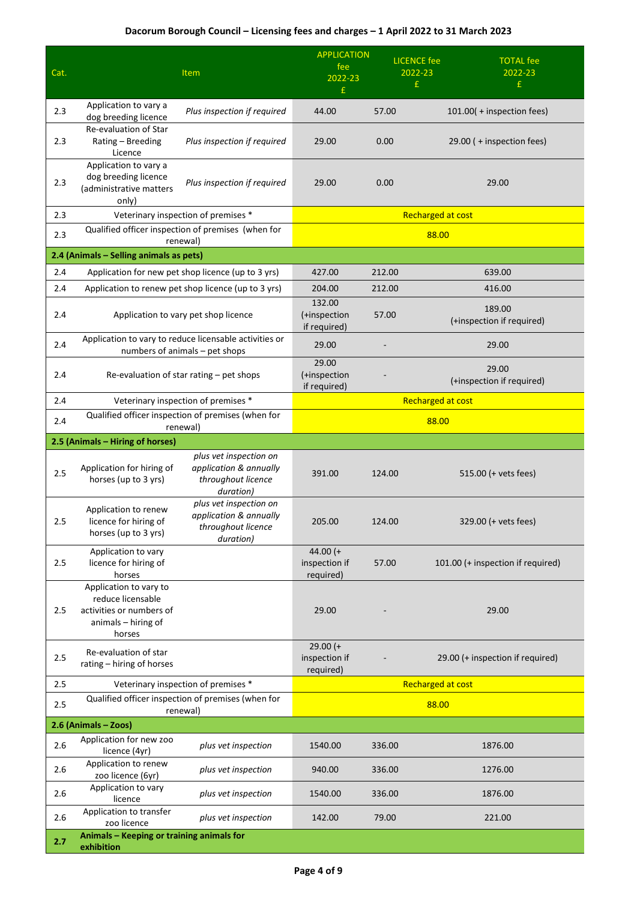**Dacorum Borough Council – Licensing fees and charges – 1 April 2022 to 31 March 2023**

| Cat. | Item | | APPLICATION fee 2022-23 £ | LICENCE fee 2022-23 £ | TOTAL fee 2022-23 £ |
|---|---|---|---|---|---|
| 2.3 | Application to vary a dog breeding licence | *Plus inspection if required* | 44.00 | 57.00 | 101.00( + inspection fees) |
| 2.3 | Re-evaluation of Star Rating – Breeding Licence | *Plus inspection if required* | 29.00 | 0.00 | 29.00 ( + inspection fees) |
| 2.3 | Application to vary a dog breeding licence (administrative matters only) | *Plus inspection if required* | 29.00 | 0.00 | 29.00 |
| 2.3 | Veterinary inspection of premises * | | Recharged at cost | | |
| 2.3 | Qualified officer inspection of premises (when for renewal) | | 88.00 | | |
| **2.4 (Animals – Selling animals as pets)** | | | | | |
| 2.4 | Application for new pet shop licence (up to 3 yrs) | | 427.00 | 212.00 | 639.00 |
| 2.4 | Application to renew pet shop licence (up to 3 yrs) | | 204.00 | 212.00 | 416.00 |
| 2.4 | Application to vary pet shop licence | | 132.00 (+inspection if required) | 57.00 | 189.00 (+inspection if required) |
| 2.4 | Application to vary to reduce licensable activities or numbers of animals – pet shops | | 29.00 | - | 29.00 |
| 2.4 | Re-evaluation of star rating – pet shops | | 29.00 (+inspection if required) | - | 29.00 (+inspection if required) |
| 2.4 | Veterinary inspection of premises * | | Recharged at cost | | |
| 2.4 | Qualified officer inspection of premises (when for renewal) | | 88.00 | | |
| **2.5 (Animals – Hiring of horses)** | | | | | |
| 2.5 | Application for hiring of horses (up to 3 yrs) | *plus vet inspection on application & annually throughout licence duration)* | 391.00 | 124.00 | 515.00 (+ vets fees) |
| 2.5 | Application to renew licence for hiring of horses (up to 3 yrs) | *plus vet inspection on application & annually throughout licence duration)* | 205.00 | 124.00 | 329.00 (+ vets fees) |
| 2.5 | Application to vary licence for hiring of horses | | 44.00 (+ inspection if required) | 57.00 | 101.00 (+ inspection if required) |
| 2.5 | Application to vary to reduce licensable activities or numbers of animals – hiring of horses | | 29.00 | - | 29.00 |
| 2.5 | Re-evaluation of star rating – hiring of horses | | 29.00 (+ inspection if required) | - | 29.00 (+ inspection if required) |
| 2.5 | Veterinary inspection of premises * | | Recharged at cost | | |
| 2.5 | Qualified officer inspection of premises (when for renewal) | | 88.00 | | |
| **2.6 (Animals – Zoos)** | | | | | |
| 2.6 | Application for new zoo licence (4yr) | *plus vet inspection* | 1540.00 | 336.00 | 1876.00 |
| 2.6 | Application to renew zoo licence (6yr) | *plus vet inspection* | 940.00 | 336.00 | 1276.00 |
| 2.6 | Application to vary licence | *plus vet inspection* | 1540.00 | 336.00 | 1876.00 |
| 2.6 | Application to transfer zoo licence | *plus vet inspection* | 142.00 | 79.00 | 221.00 |
| **2.7** | **Animals – Keeping or training animals for exhibition** | | | | |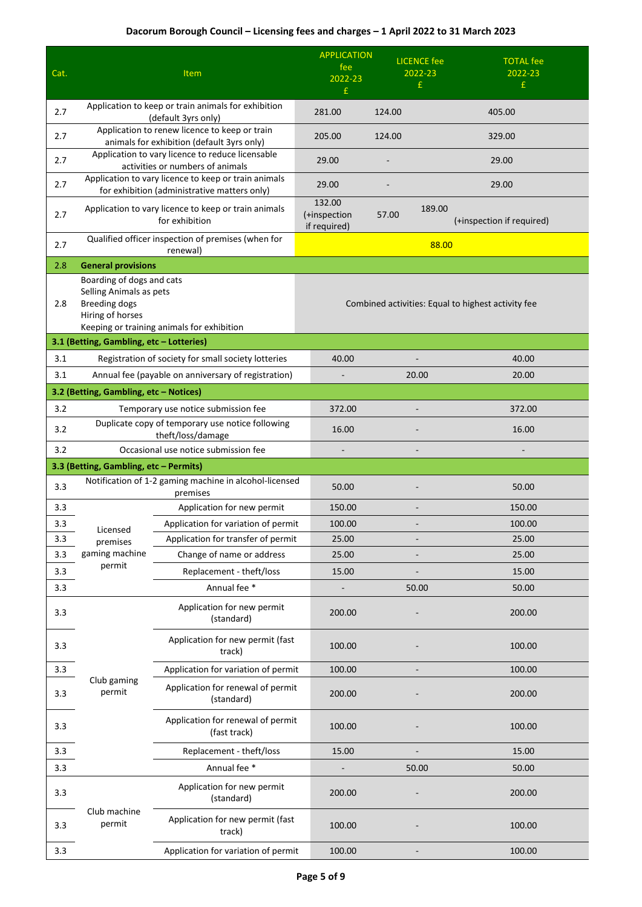**Dacorum Borough Council – Licensing fees and charges – 1 April 2022 to 31 March 2023**

| Cat. | Item | | APPLICATION fee 2022-23 £ | LICENCE fee 2022-23 £ | TOTAL fee 2022-23 £ |
|---|---|---|---|---|---|
| 2.7 | Application to keep or train animals for exhibition (default 3yrs only) | | 281.00 | 124.00 | 405.00 |
| 2.7 | Application to renew licence to keep or train animals for exhibition (default 3yrs only) | | 205.00 | 124.00 | 329.00 |
| 2.7 | Application to vary licence to reduce licensable activities or numbers of animals | | 29.00 | - | 29.00 |
| 2.7 | Application to vary licence to keep or train animals for exhibition (administrative matters only) | | 29.00 | - | 29.00 |
| 2.7 | Application to vary licence to keep or train animals for exhibition | | 132.00 (+inspection if required) | 57.00 | 189.00 (+inspection if required) |
| 2.7 | Qualified officer inspection of premises (when for renewal) | | 88.00 | | |
| 2.8 | **General provisions** | | | | |
| 2.8 | Boarding of dogs and cats<br>Selling Animals as pets<br>Breeding dogs<br>Hiring of horses<br>Keeping or training animals for exhibition | | Combined activities: Equal to highest activity fee | | |
| **3.1 (Betting, Gambling, etc – Lotteries)** | | | | | |
| 3.1 | Registration of society for small society lotteries | | 40.00 | - | 40.00 |
| 3.1 | Annual fee (payable on anniversary of registration) | | - | 20.00 | 20.00 |
| **3.2 (Betting, Gambling, etc – Notices)** | | | | | |
| 3.2 | Temporary use notice submission fee | | 372.00 | - | 372.00 |
| 3.2 | Duplicate copy of temporary use notice following theft/loss/damage | | 16.00 | - | 16.00 |
| 3.2 | Occasional use notice submission fee | | - | - | - |
| **3.3 (Betting, Gambling, etc – Permits)** | | | | | |
| 3.3 | Notification of 1-2 gaming machine in alcohol-licensed premises | | 50.00 | - | 50.00 |
| 3.3 | Licensed premises gaming machine permit | Application for new permit | 150.00 | - | 150.00 |
| 3.3 | | Application for variation of permit | 100.00 | - | 100.00 |
| 3.3 | | Application for transfer of permit | 25.00 | - | 25.00 |
| 3.3 | | Change of name or address | 25.00 | - | 25.00 |
| 3.3 | | Replacement - theft/loss | 15.00 | - | 15.00 |
| 3.3 | | Annual fee * | - | 50.00 | 50.00 |
| 3.3 | Club gaming permit | Application for new permit (standard) | 200.00 | - | 200.00 |
| 3.3 | | Application for new permit (fast track) | 100.00 | - | 100.00 |
| 3.3 | | Application for variation of permit | 100.00 | - | 100.00 |
| 3.3 | | Application for renewal of permit (standard) | 200.00 | - | 200.00 |
| 3.3 | | Application for renewal of permit (fast track) | 100.00 | - | 100.00 |
| 3.3 | | Replacement - theft/loss | 15.00 | - | 15.00 |
| 3.3 | | Annual fee * | - | 50.00 | 50.00 |
| 3.3 | Club machine permit | Application for new permit (standard) | 200.00 | - | 200.00 |
| 3.3 | | Application for new permit (fast track) | 100.00 | - | 100.00 |
| 3.3 | | Application for variation of permit | 100.00 | - | 100.00 |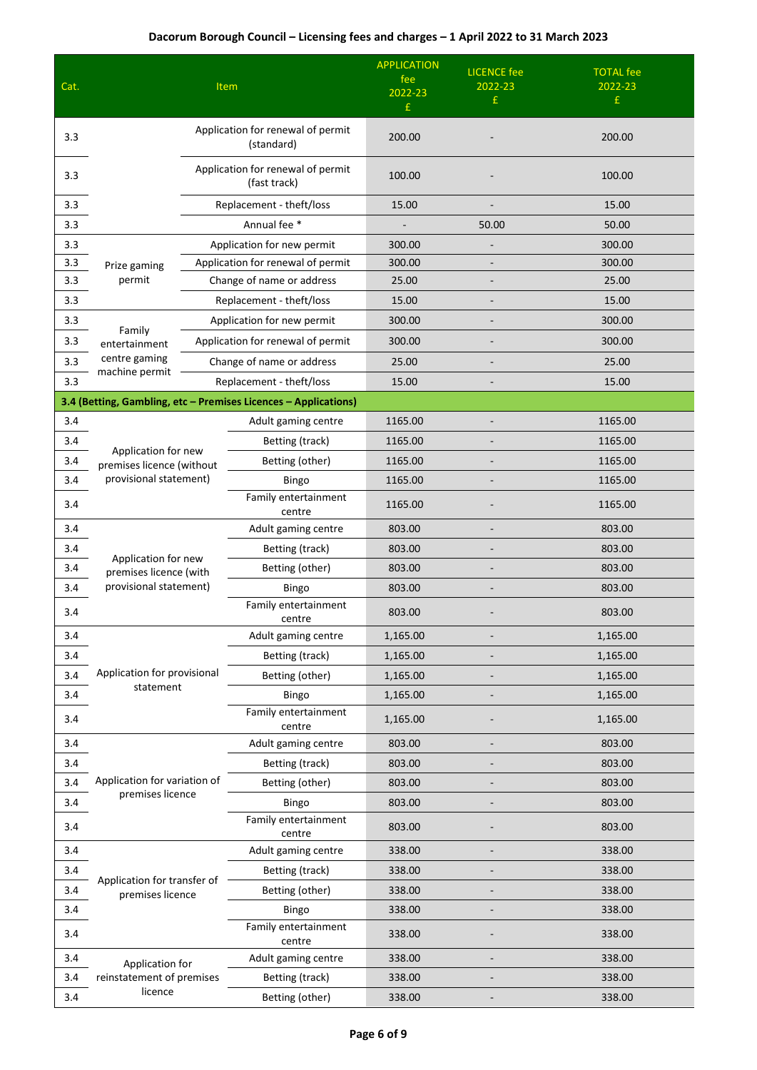# Dacorum Borough Council – Licensing fees and charges – 1 April 2022 to 31 March 2023

| Cat. | Item | | APPLICATION fee 2022-23 £ | LICENCE fee 2022-23 £ | TOTAL fee 2022-23 £ |
|---|---|---|---|---|---|
| 3.3 | | Application for renewal of permit (standard) | 200.00 | - | 200.00 |
| 3.3 | | Application for renewal of permit (fast track) | 100.00 | - | 100.00 |
| 3.3 | | Replacement - theft/loss | 15.00 | - | 15.00 |
| 3.3 | | Annual fee * | - | 50.00 | 50.00 |
| 3.3 | Prize gaming permit | Application for new permit | 300.00 | - | 300.00 |
| 3.3 | | Application for renewal of permit | 300.00 | - | 300.00 |
| 3.3 | | Change of name or address | 25.00 | - | 25.00 |
| 3.3 | | Replacement - theft/loss | 15.00 | - | 15.00 |
| 3.3 | Family entertainment centre gaming machine permit | Application for new permit | 300.00 | - | 300.00 |
| 3.3 | | Application for renewal of permit | 300.00 | - | 300.00 |
| 3.3 | | Change of name or address | 25.00 | - | 25.00 |
| 3.3 | | Replacement - theft/loss | 15.00 | - | 15.00 |
| **3.4 (Betting, Gambling, etc – Premises Licences – Applications)** | | | | | |
| 3.4 | Application for new premises licence (without provisional statement) | Adult gaming centre | 1165.00 | - | 1165.00 |
| 3.4 | | Betting (track) | 1165.00 | - | 1165.00 |
| 3.4 | | Betting (other) | 1165.00 | - | 1165.00 |
| 3.4 | | Bingo | 1165.00 | - | 1165.00 |
| 3.4 | | Family entertainment centre | 1165.00 | - | 1165.00 |
| 3.4 | Application for new premises licence (with provisional statement) | Adult gaming centre | 803.00 | - | 803.00 |
| 3.4 | | Betting (track) | 803.00 | - | 803.00 |
| 3.4 | | Betting (other) | 803.00 | - | 803.00 |
| 3.4 | | Bingo | 803.00 | - | 803.00 |
| 3.4 | | Family entertainment centre | 803.00 | - | 803.00 |
| 3.4 | Application for provisional statement | Adult gaming centre | 1,165.00 | - | 1,165.00 |
| 3.4 | | Betting (track) | 1,165.00 | - | 1,165.00 |
| 3.4 | | Betting (other) | 1,165.00 | - | 1,165.00 |
| 3.4 | | Bingo | 1,165.00 | - | 1,165.00 |
| 3.4 | | Family entertainment centre | 1,165.00 | - | 1,165.00 |
| 3.4 | Application for variation of premises licence | Adult gaming centre | 803.00 | - | 803.00 |
| 3.4 | | Betting (track) | 803.00 | - | 803.00 |
| 3.4 | | Betting (other) | 803.00 | - | 803.00 |
| 3.4 | | Bingo | 803.00 | - | 803.00 |
| 3.4 | | Family entertainment centre | 803.00 | - | 803.00 |
| 3.4 | Application for transfer of premises licence | Adult gaming centre | 338.00 | - | 338.00 |
| 3.4 | | Betting (track) | 338.00 | - | 338.00 |
| 3.4 | | Betting (other) | 338.00 | - | 338.00 |
| 3.4 | | Bingo | 338.00 | - | 338.00 |
| 3.4 | | Family entertainment centre | 338.00 | - | 338.00 |
| 3.4 | Application for reinstatement of premises licence | Adult gaming centre | 338.00 | - | 338.00 |
| 3.4 | | Betting (track) | 338.00 | - | 338.00 |
| 3.4 | | Betting (other) | 338.00 | - | 338.00 |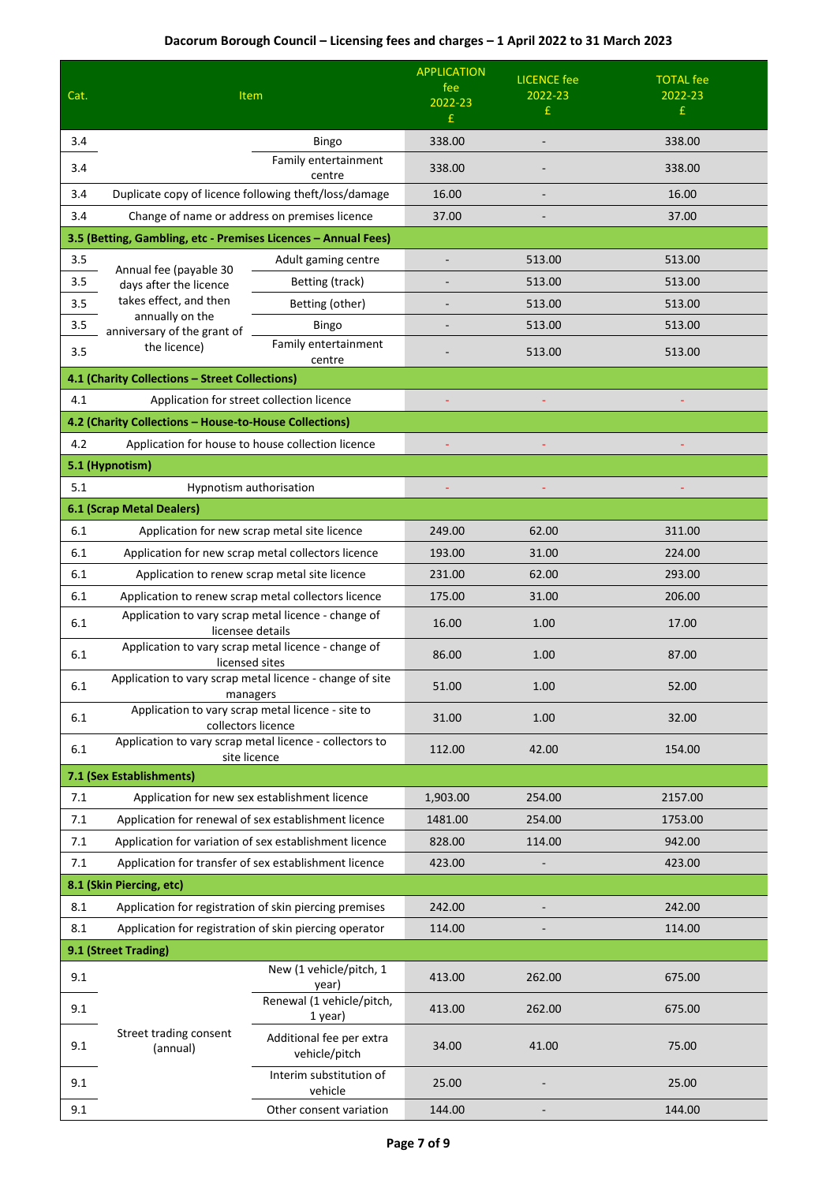**Dacorum Borough Council – Licensing fees and charges – 1 April 2022 to 31 March 2023**

| Cat. | Item | | APPLICATION fee 2022-23 £ | LICENCE fee 2022-23 £ | TOTAL fee 2022-23 £ |
|---|---|---|---|---|---|
| 3.4 | | Bingo | 338.00 | - | 338.00 |
| 3.4 | | Family entertainment centre | 338.00 | - | 338.00 |
| 3.4 | Duplicate copy of licence following theft/loss/damage | | 16.00 | - | 16.00 |
| 3.4 | Change of name or address on premises licence | | 37.00 | - | 37.00 |
| **3.5 (Betting, Gambling, etc - Premises Licences – Annual Fees)** | | | | | |
| 3.5 | Annual fee (payable 30 days after the licence takes effect, and then annually on the anniversary of the grant of the licence) | Adult gaming centre | - | 513.00 | 513.00 |
| 3.5 | | Betting (track) | - | 513.00 | 513.00 |
| 3.5 | | Betting (other) | - | 513.00 | 513.00 |
| 3.5 | | Bingo | - | 513.00 | 513.00 |
| 3.5 | | Family entertainment centre | - | 513.00 | 513.00 |
| **4.1 (Charity Collections – Street Collections)** | | | | | |
| 4.1 | Application for street collection licence | | - | - | - |
| **4.2 (Charity Collections – House-to-House Collections)** | | | | | |
| 4.2 | Application for house to house collection licence | | - | - | - |
| **5.1 (Hypnotism)** | | | | | |
| 5.1 | Hypnotism authorisation | | - | - | - |
| **6.1 (Scrap Metal Dealers)** | | | | | |
| 6.1 | Application for new scrap metal site licence | | 249.00 | 62.00 | 311.00 |
| 6.1 | Application for new scrap metal collectors licence | | 193.00 | 31.00 | 224.00 |
| 6.1 | Application to renew scrap metal site licence | | 231.00 | 62.00 | 293.00 |
| 6.1 | Application to renew scrap metal collectors licence | | 175.00 | 31.00 | 206.00 |
| 6.1 | Application to vary scrap metal licence - change of licensee details | | 16.00 | 1.00 | 17.00 |
| 6.1 | Application to vary scrap metal licence - change of licensed sites | | 86.00 | 1.00 | 87.00 |
| 6.1 | Application to vary scrap metal licence - change of site managers | | 51.00 | 1.00 | 52.00 |
| 6.1 | Application to vary scrap metal licence - site to collectors licence | | 31.00 | 1.00 | 32.00 |
| 6.1 | Application to vary scrap metal licence - collectors to site licence | | 112.00 | 42.00 | 154.00 |
| **7.1 (Sex Establishments)** | | | | | |
| 7.1 | Application for new sex establishment licence | | 1,903.00 | 254.00 | 2157.00 |
| 7.1 | Application for renewal of sex establishment licence | | 1481.00 | 254.00 | 1753.00 |
| 7.1 | Application for variation of sex establishment licence | | 828.00 | 114.00 | 942.00 |
| 7.1 | Application for transfer of sex establishment licence | | 423.00 | - | 423.00 |
| **8.1 (Skin Piercing, etc)** | | | | | |
| 8.1 | Application for registration of skin piercing premises | | 242.00 | - | 242.00 |
| 8.1 | Application for registration of skin piercing operator | | 114.00 | - | 114.00 |
| **9.1 (Street Trading)** | | | | | |
| 9.1 | Street trading consent (annual) | New (1 vehicle/pitch, 1 year) | 413.00 | 262.00 | 675.00 |
| 9.1 | | Renewal (1 vehicle/pitch, 1 year) | 413.00 | 262.00 | 675.00 |
| 9.1 | | Additional fee per extra vehicle/pitch | 34.00 | 41.00 | 75.00 |
| 9.1 | | Interim substitution of vehicle | 25.00 | - | 25.00 |
| 9.1 | | Other consent variation | 144.00 | - | 144.00 |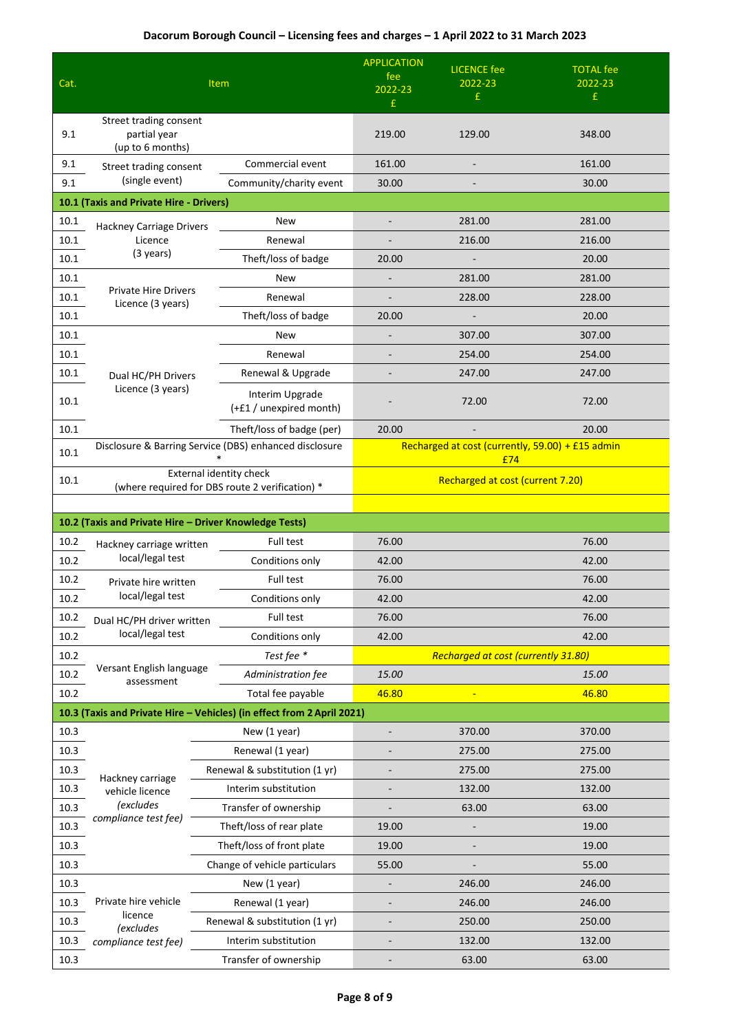**Dacorum Borough Council – Licensing fees and charges – 1 April 2022 to 31 March 2023**

| Cat. | Item | | APPLICATION fee 2022-23 £ | LICENCE fee 2022-23 £ | TOTAL fee 2022-23 £ |
|---|---|---|---|---|---|
| 9.1 | Street trading consent partial year (up to 6 months) | | 219.00 | 129.00 | 348.00 |
| 9.1 | Street trading consent (single event) | Commercial event | 161.00 | - | 161.00 |
| 9.1 | | Community/charity event | 30.00 | - | 30.00 |
| **10.1 (Taxis and Private Hire - Drivers)** | | | | | |
| 10.1 | Hackney Carriage Drivers Licence (3 years) | New | - | 281.00 | 281.00 |
| 10.1 | | Renewal | - | 216.00 | 216.00 |
| 10.1 | | Theft/loss of badge | 20.00 | - | 20.00 |
| 10.1 | Private Hire Drivers Licence (3 years) | New | - | 281.00 | 281.00 |
| 10.1 | | Renewal | - | 228.00 | 228.00 |
| 10.1 | | Theft/loss of badge | 20.00 | - | 20.00 |
| 10.1 | Dual HC/PH Drivers Licence (3 years) | New | - | 307.00 | 307.00 |
| 10.1 | | Renewal | - | 254.00 | 254.00 |
| 10.1 | | Renewal & Upgrade | - | 247.00 | 247.00 |
| 10.1 | | Interim Upgrade (+£1 / unexpired month) | - | 72.00 | 72.00 |
| 10.1 | | Theft/loss of badge (per) | 20.00 | - | 20.00 |
| 10.1 | Disclosure & Barring Service (DBS) enhanced disclosure * | | Recharged at cost (currently, 59.00) + £15 admin £74 | | |
| 10.1 | External identity check (where required for DBS route 2 verification) * | | Recharged at cost (current 7.20) | | |
| **10.2 (Taxis and Private Hire – Driver Knowledge Tests)** | | | | | |
| 10.2 | Hackney carriage written local/legal test | Full test | 76.00 | | 76.00 |
| 10.2 | | Conditions only | 42.00 | | 42.00 |
| 10.2 | Private hire written local/legal test | Full test | 76.00 | | 76.00 |
| 10.2 | | Conditions only | 42.00 | | 42.00 |
| 10.2 | Dual HC/PH driver written local/legal test | Full test | 76.00 | | 76.00 |
| 10.2 | | Conditions only | 42.00 | | 42.00 |
| 10.2 | Versant English language assessment | *Test fee \** | *Recharged at cost (currently 31.80)* | | |
| 10.2 | | *Administration fee* | *15.00* | | *15.00* |
| 10.2 | | Total fee payable | 46.80 | - | 46.80 |
| **10.3 (Taxis and Private Hire – Vehicles) (in effect from 2 April 2021)** | | | | | |
| 10.3 | Hackney carriage vehicle licence *(excludes compliance test fee)* | New (1 year) | - | 370.00 | 370.00 |
| 10.3 | | Renewal (1 year) | - | 275.00 | 275.00 |
| 10.3 | | Renewal & substitution (1 yr) | - | 275.00 | 275.00 |
| 10.3 | | Interim substitution | - | 132.00 | 132.00 |
| 10.3 | | Transfer of ownership | - | 63.00 | 63.00 |
| 10.3 | | Theft/loss of rear plate | 19.00 | - | 19.00 |
| 10.3 | | Theft/loss of front plate | 19.00 | - | 19.00 |
| 10.3 | | Change of vehicle particulars | 55.00 | - | 55.00 |
| 10.3 | Private hire vehicle licence *(excludes compliance test fee)* | New (1 year) | - | 246.00 | 246.00 |
| 10.3 | | Renewal (1 year) | - | 246.00 | 246.00 |
| 10.3 | | Renewal & substitution (1 yr) | - | 250.00 | 250.00 |
| 10.3 | | Interim substitution | - | 132.00 | 132.00 |
| 10.3 | | Transfer of ownership | - | 63.00 | 63.00 |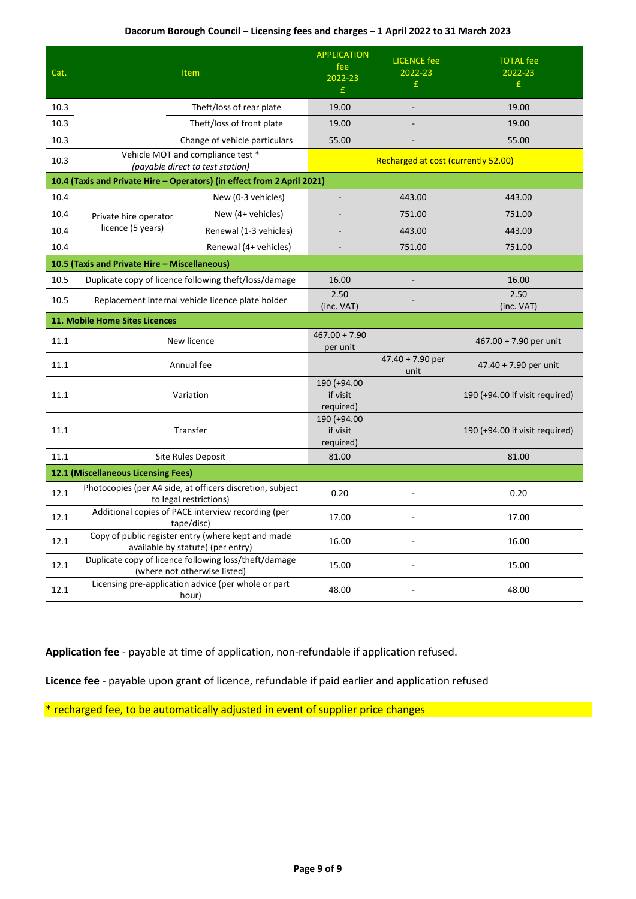**Dacorum Borough Council – Licensing fees and charges – 1 April 2022 to 31 March 2023**

| Cat. | Item | | APPLICATION fee 2022-23 £ | LICENCE fee 2022-23 £ | TOTAL fee 2022-23 £ |
|---|---|---|---|---|---|
| 10.3 | | Theft/loss of rear plate | 19.00 | - | 19.00 |
| 10.3 | | Theft/loss of front plate | 19.00 | - | 19.00 |
| 10.3 | | Change of vehicle particulars | 55.00 | - | 55.00 |
| 10.3 | Vehicle MOT and compliance test * *(payable direct to test station)* | | Recharged at cost (currently 52.00) | | |
| **10.4 (Taxis and Private Hire – Operators) (in effect from 2 April 2021)** | | | | | |
| 10.4 | Private hire operator licence (5 years) | New (0-3 vehicles) | - | 443.00 | 443.00 |
| 10.4 | | New (4+ vehicles) | - | 751.00 | 751.00 |
| 10.4 | | Renewal (1-3 vehicles) | - | 443.00 | 443.00 |
| 10.4 | | Renewal (4+ vehicles) | - | 751.00 | 751.00 |
| **10.5 (Taxis and Private Hire – Miscellaneous)** | | | | | |
| 10.5 | Duplicate copy of licence following theft/loss/damage | | 16.00 | - | 16.00 |
| 10.5 | Replacement internal vehicle licence plate holder | | 2.50 (inc. VAT) | - | 2.50 (inc. VAT) |
| **11. Mobile Home Sites Licences** | | | | | |
| 11.1 | New licence | | 467.00 + 7.90 per unit | | 467.00 + 7.90 per unit |
| 11.1 | Annual fee | | | 47.40 + 7.90 per unit | 47.40 + 7.90 per unit |
| 11.1 | Variation | | 190 (+94.00 if visit required) | | 190 (+94.00 if visit required) |
| 11.1 | Transfer | | 190 (+94.00 if visit required) | | 190 (+94.00 if visit required) |
| 11.1 | Site Rules Deposit | | 81.00 | | 81.00 |
| **12.1 (Miscellaneous Licensing Fees)** | | | | | |
| 12.1 | Photocopies (per A4 side, at officers discretion, subject to legal restrictions) | | 0.20 | - | 0.20 |
| 12.1 | Additional copies of PACE interview recording (per tape/disc) | | 17.00 | - | 17.00 |
| 12.1 | Copy of public register entry (where kept and made available by statute) (per entry) | | 16.00 | - | 16.00 |
| 12.1 | Duplicate copy of licence following loss/theft/damage (where not otherwise listed) | | 15.00 | - | 15.00 |
| 12.1 | Licensing pre-application advice (per whole or part hour) | | 48.00 | - | 48.00 |

**Application fee** - payable at time of application, non-refundable if application refused.

**Licence fee** - payable upon grant of licence, refundable if paid earlier and application refused

* recharged fee, to be automatically adjusted in event of supplier price changes